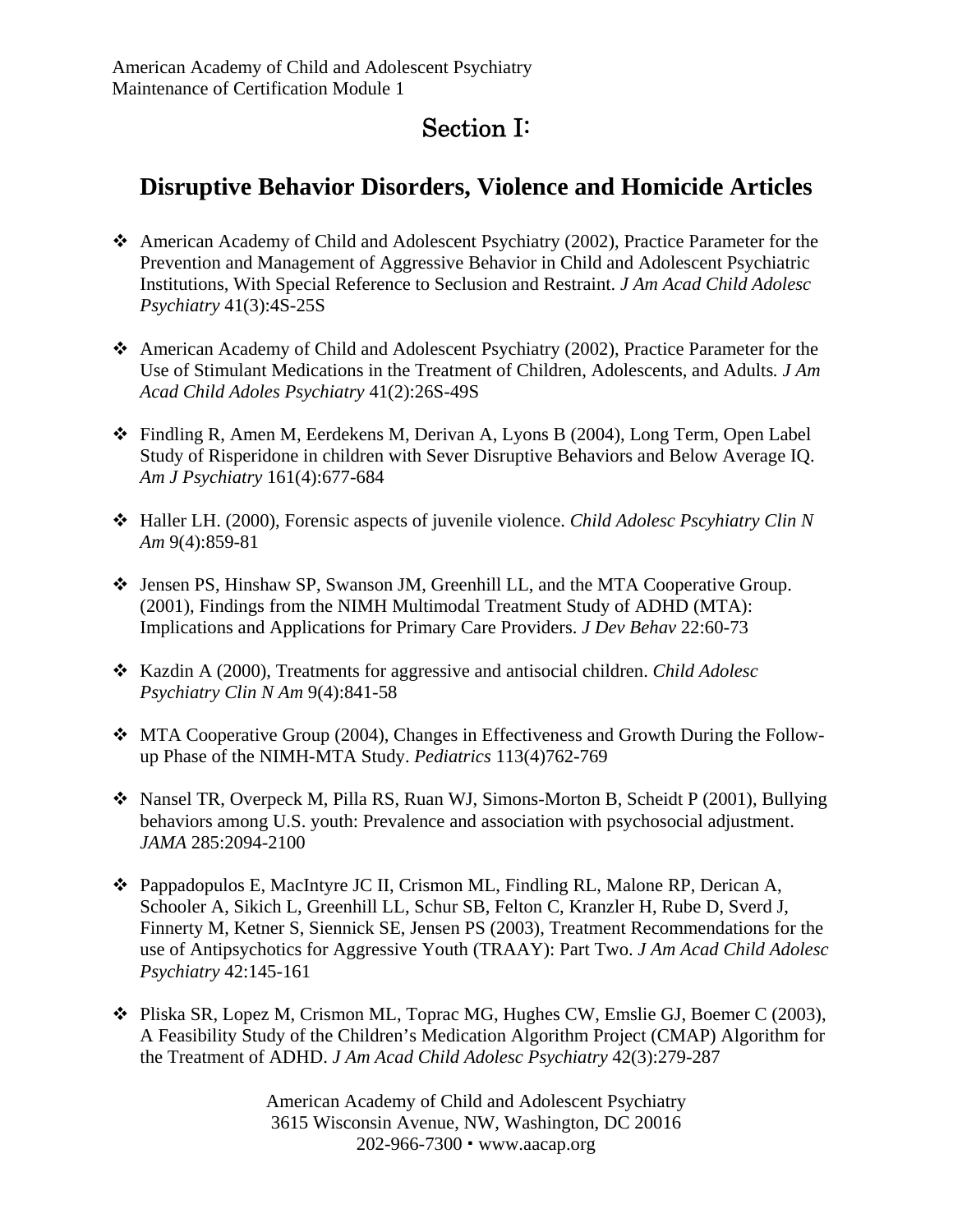American Academy of Child and Adolescent Psychiatry
Maintenance of Certification Module 1

# Section I:

## Disruptive Behavior Disorders, Violence and Homicide Articles

- American Academy of Child and Adolescent Psychiatry (2002), Practice Parameter for the Prevention and Management of Aggressive Behavior in Child and Adolescent Psychiatric Institutions, With Special Reference to Seclusion and Restraint. *J Am Acad Child Adolesc Psychiatry* 41(3):4S-25S

- American Academy of Child and Adolescent Psychiatry (2002), Practice Parameter for the Use of Stimulant Medications in the Treatment of Children, Adolescents, and Adults. *J Am Acad Child Adoles Psychiatry* 41(2):26S-49S

- Findling R, Amen M, Eerdekens M, Derivan A, Lyons B (2004), Long Term, Open Label Study of Risperidone in children with Sever Disruptive Behaviors and Below Average IQ. *Am J Psychiatry* 161(4):677-684

- Haller LH. (2000), Forensic aspects of juvenile violence. *Child Adolesc Pscyhiatry Clin N Am* 9(4):859-81

- Jensen PS, Hinshaw SP, Swanson JM, Greenhill LL, and the MTA Cooperative Group. (2001), Findings from the NIMH Multimodal Treatment Study of ADHD (MTA): Implications and Applications for Primary Care Providers. *J Dev Behav* 22:60-73

- Kazdin A (2000), Treatments for aggressive and antisocial children. *Child Adolesc Psychiatry Clin N Am* 9(4):841-58

- MTA Cooperative Group (2004), Changes in Effectiveness and Growth During the Follow-up Phase of the NIMH-MTA Study. *Pediatrics* 113(4)762-769

- Nansel TR, Overpeck M, Pilla RS, Ruan WJ, Simons-Morton B, Scheidt P (2001), Bullying behaviors among U.S. youth: Prevalence and association with psychosocial adjustment. *JAMA* 285:2094-2100

- Pappadopulos E, MacIntyre JC II, Crismon ML, Findling RL, Malone RP, Derican A, Schooler A, Sikich L, Greenhill LL, Schur SB, Felton C, Kranzler H, Rube D, Sverd J, Finnerty M, Ketner S, Siennick SE, Jensen PS (2003), Treatment Recommendations for the use of Antipsychotics for Aggressive Youth (TRAAY): Part Two. *J Am Acad Child Adolesc Psychiatry* 42:145-161

- Pliska SR, Lopez M, Crismon ML, Toprac MG, Hughes CW, Emslie GJ, Boemer C (2003), A Feasibility Study of the Children's Medication Algorithm Project (CMAP) Algorithm for the Treatment of ADHD. *J Am Acad Child Adolesc Psychiatry* 42(3):279-287

American Academy of Child and Adolescent Psychiatry
3615 Wisconsin Avenue, NW, Washington, DC 20016
202-966-7300 ▪ www.aacap.org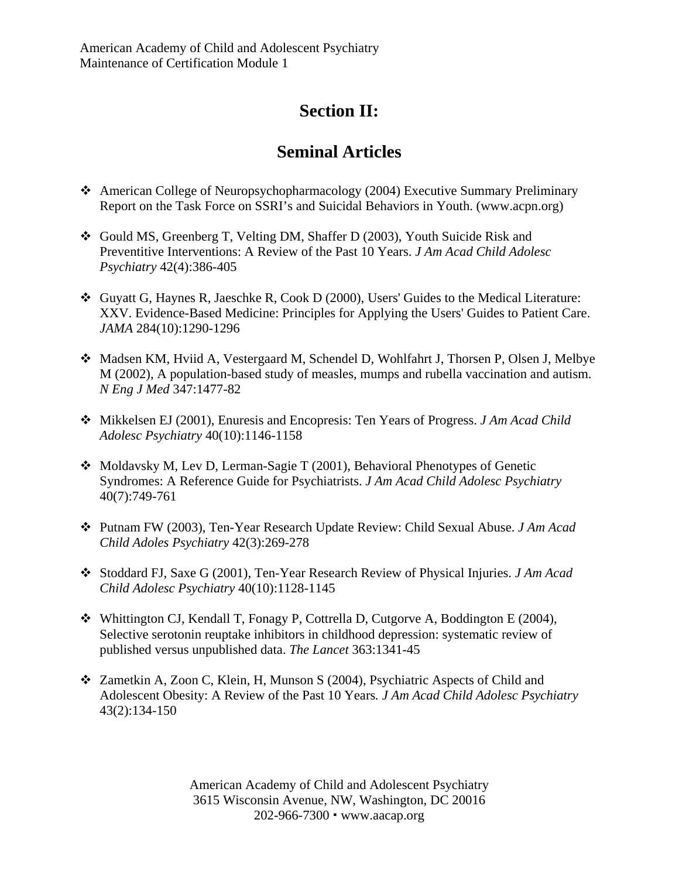# Section II:

# Seminal Articles

- American College of Neuropsychopharmacology (2004) Executive Summary Preliminary Report on the Task Force on SSRI's and Suicidal Behaviors in Youth. (www.acpn.org)

- Gould MS, Greenberg T, Velting DM, Shaffer D (2003), Youth Suicide Risk and Preventitive Interventions: A Review of the Past 10 Years. *J Am Acad Child Adolesc Psychiatry* 42(4):386-405

- Guyatt G, Haynes R, Jaeschke R, Cook D (2000), Users' Guides to the Medical Literature: XXV. Evidence-Based Medicine: Principles for Applying the Users' Guides to Patient Care. *JAMA* 284(10):1290-1296

- Madsen KM, Hviid A, Vestergaard M, Schendel D, Wohlfahrt J, Thorsen P, Olsen J, Melbye M (2002), A population-based study of measles, mumps and rubella vaccination and autism. *N Eng J Med* 347:1477-82

- Mikkelsen EJ (2001), Enuresis and Encopresis: Ten Years of Progress. *J Am Acad Child Adolesc Psychiatry* 40(10):1146-1158

- Moldavsky M, Lev D, Lerman-Sagie T (2001), Behavioral Phenotypes of Genetic Syndromes: A Reference Guide for Psychiatrists. *J Am Acad Child Adolesc Psychiatry* 40(7):749-761

- Putnam FW (2003), Ten-Year Research Update Review: Child Sexual Abuse. *J Am Acad Child Adoles Psychiatry* 42(3):269-278

- Stoddard FJ, Saxe G (2001), Ten-Year Research Review of Physical Injuries. *J Am Acad Child Adolesc Psychiatry* 40(10):1128-1145

- Whittington CJ, Kendall T, Fonagy P, Cottrella D, Cutgorve A, Boddington E (2004), Selective serotonin reuptake inhibitors in childhood depression: systematic review of published versus unpublished data. *The Lancet* 363:1341-45

- Zametkin A, Zoon C, Klein, H, Munson S (2004), Psychiatric Aspects of Child and Adolescent Obesity: A Review of the Past 10 Years. *J Am Acad Child Adolesc Psychiatry* 43(2):134-150